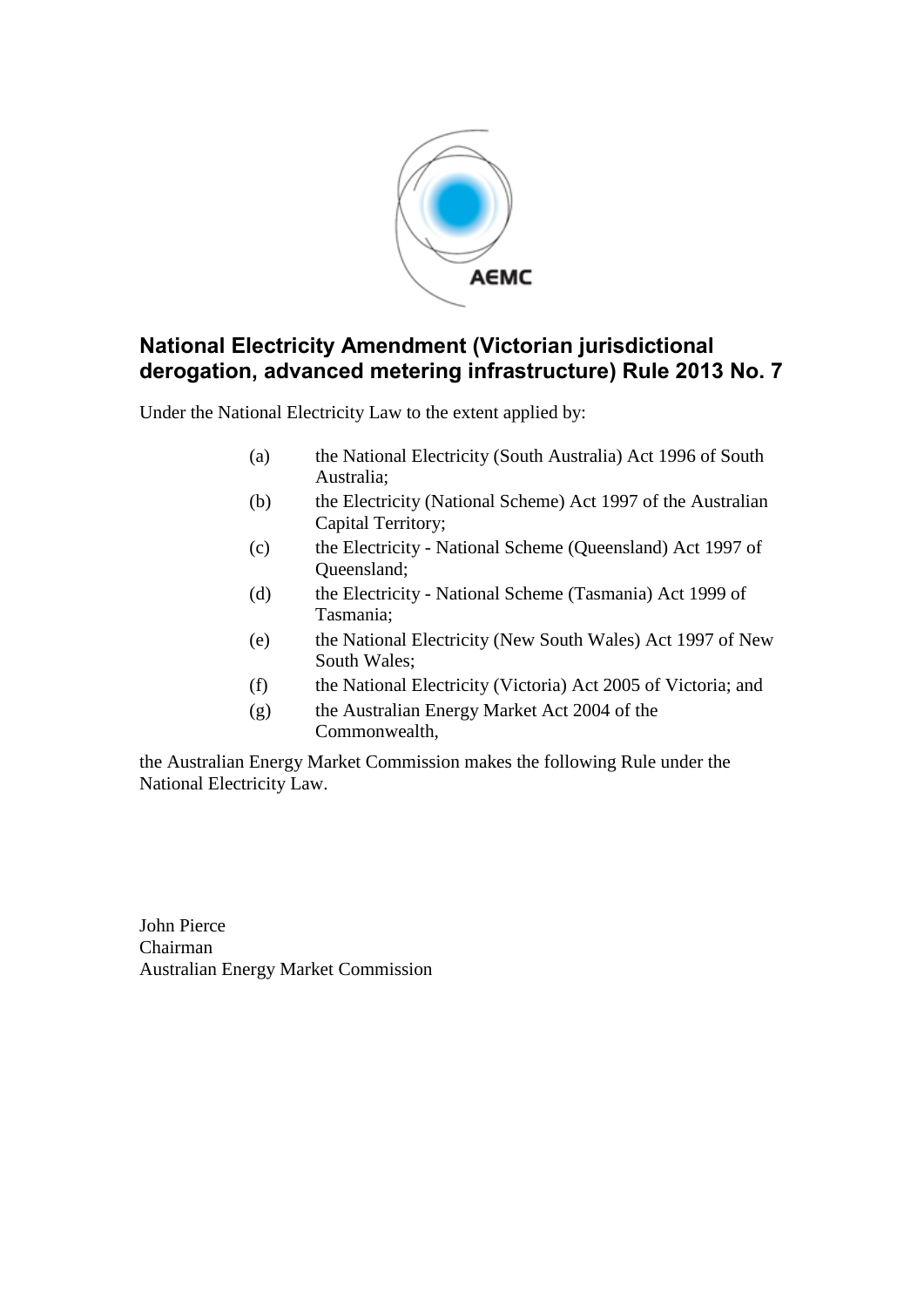AEMC

# National Electricity Amendment (Victorian jurisdictional derogation, advanced metering infrastructure) Rule 2013 No. 7

Under the National Electricity Law to the extent applied by:

(a) the National Electricity (South Australia) Act 1996 of South Australia;

(b) the Electricity (National Scheme) Act 1997 of the Australian Capital Territory;

(c) the Electricity - National Scheme (Queensland) Act 1997 of Queensland;

(d) the Electricity - National Scheme (Tasmania) Act 1999 of Tasmania;

(e) the National Electricity (New South Wales) Act 1997 of New South Wales;

(f) the National Electricity (Victoria) Act 2005 of Victoria; and

(g) the Australian Energy Market Act 2004 of the Commonwealth,

the Australian Energy Market Commission makes the following Rule under the National Electricity Law.

John Pierce
Chairman
Australian Energy Market Commission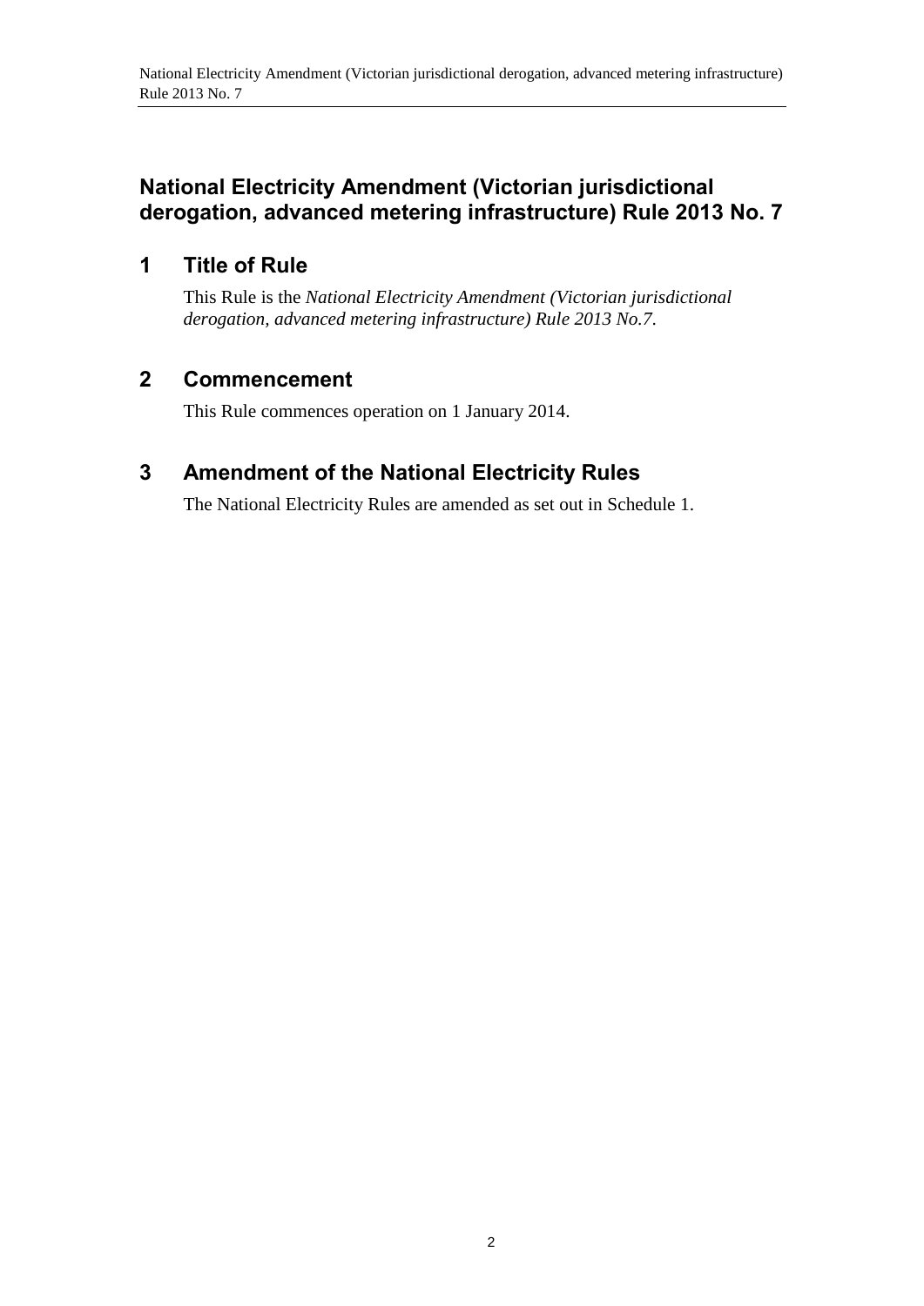# National Electricity Amendment (Victorian jurisdictional derogation, advanced metering infrastructure) Rule 2013 No. 7

## 1 Title of Rule

This Rule is the *National Electricity Amendment (Victorian jurisdictional derogation, advanced metering infrastructure) Rule 2013 No.7*.

## 2 Commencement

This Rule commences operation on 1 January 2014.

## 3 Amendment of the National Electricity Rules

The National Electricity Rules are amended as set out in Schedule 1.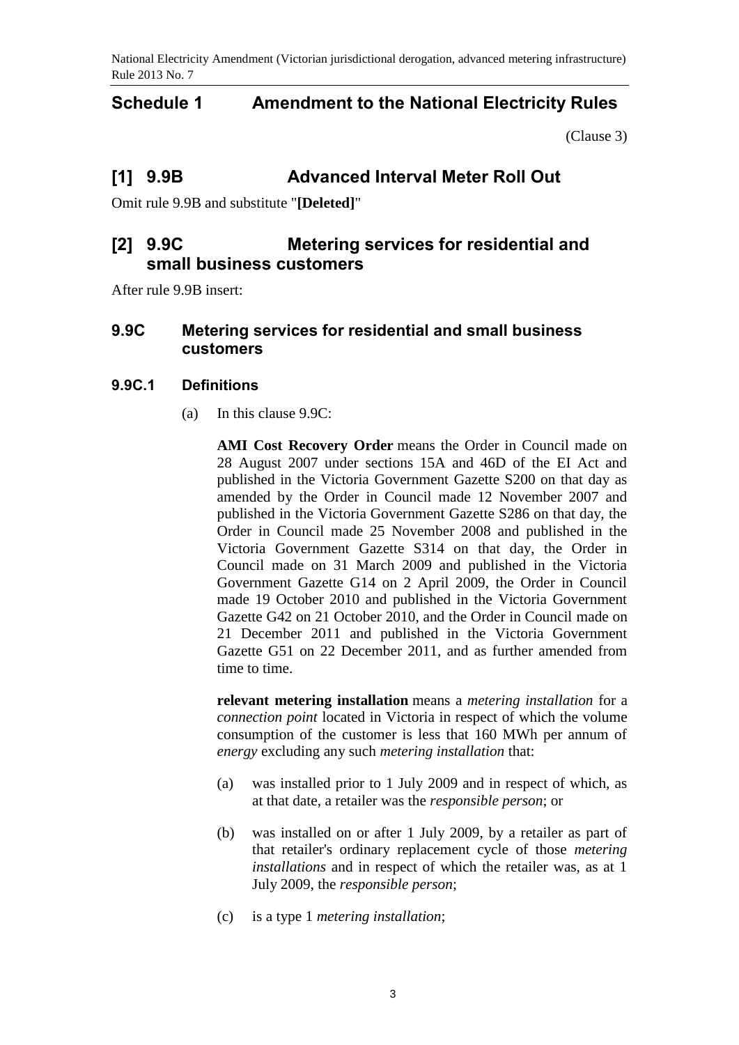# Schedule 1 Amendment to the National Electricity Rules

(Clause 3)

## [1] 9.9B Advanced Interval Meter Roll Out

Omit rule 9.9B and substitute "**[Deleted]**"

## [2] 9.9C Metering services for residential and small business customers

After rule 9.9B insert:

### 9.9C Metering services for residential and small business customers

#### 9.9C.1 Definitions

(a) In this clause 9.9C:

**AMI Cost Recovery Order** means the Order in Council made on 28 August 2007 under sections 15A and 46D of the EI Act and published in the Victoria Government Gazette S200 on that day as amended by the Order in Council made 12 November 2007 and published in the Victoria Government Gazette S286 on that day, the Order in Council made 25 November 2008 and published in the Victoria Government Gazette S314 on that day, the Order in Council made on 31 March 2009 and published in the Victoria Government Gazette G14 on 2 April 2009, the Order in Council made 19 October 2010 and published in the Victoria Government Gazette G42 on 21 October 2010, and the Order in Council made on 21 December 2011 and published in the Victoria Government Gazette G51 on 22 December 2011, and as further amended from time to time.

**relevant metering installation** means a *metering installation* for a *connection point* located in Victoria in respect of which the volume consumption of the customer is less that 160 MWh per annum of *energy* excluding any such *metering installation* that:

(a) was installed prior to 1 July 2009 and in respect of which, as at that date, a retailer was the *responsible person*; or

(b) was installed on or after 1 July 2009, by a retailer as part of that retailer's ordinary replacement cycle of those *metering installations* and in respect of which the retailer was, as at 1 July 2009, the *responsible person*;

(c) is a type 1 *metering installation*;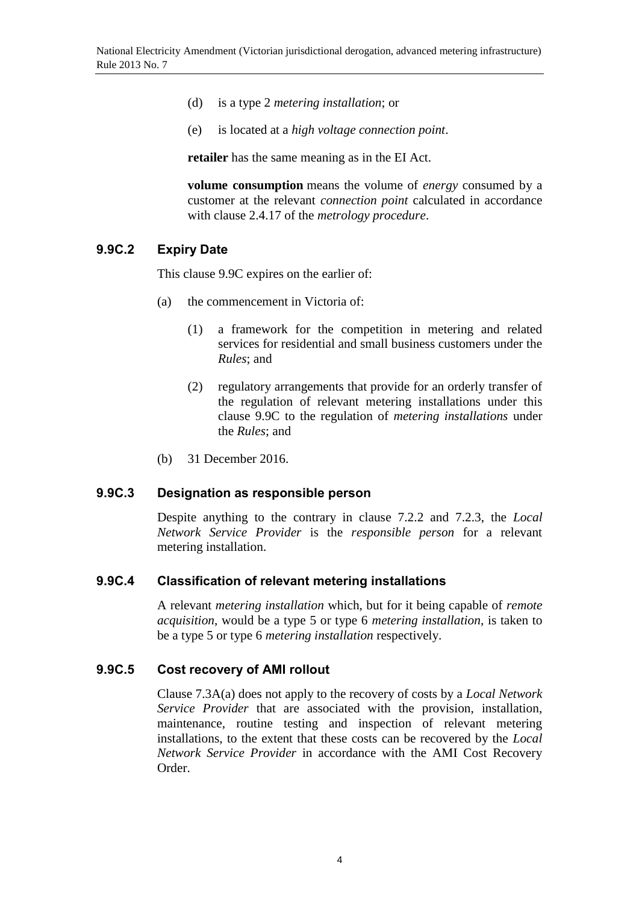(d) is a type 2 *metering installation*; or

(e) is located at a *high voltage connection point*.

**retailer** has the same meaning as in the EI Act.

**volume consumption** means the volume of *energy* consumed by a customer at the relevant *connection point* calculated in accordance with clause 2.4.17 of the *metrology procedure*.

### 9.9C.2 Expiry Date

This clause 9.9C expires on the earlier of:

(a) the commencement in Victoria of:

(1) a framework for the competition in metering and related services for residential and small business customers under the *Rules*; and

(2) regulatory arrangements that provide for an orderly transfer of the regulation of relevant metering installations under this clause 9.9C to the regulation of *metering installations* under the *Rules*; and

(b) 31 December 2016.

### 9.9C.3 Designation as responsible person

Despite anything to the contrary in clause 7.2.2 and 7.2.3, the *Local Network Service Provider* is the *responsible person* for a relevant metering installation.

### 9.9C.4 Classification of relevant metering installations

A relevant *metering installation* which, but for it being capable of *remote acquisition*, would be a type 5 or type 6 *metering installation*, is taken to be a type 5 or type 6 *metering installation* respectively.

### 9.9C.5 Cost recovery of AMI rollout

Clause 7.3A(a) does not apply to the recovery of costs by a *Local Network Service Provider* that are associated with the provision, installation, maintenance, routine testing and inspection of relevant metering installations, to the extent that these costs can be recovered by the *Local Network Service Provider* in accordance with the AMI Cost Recovery Order.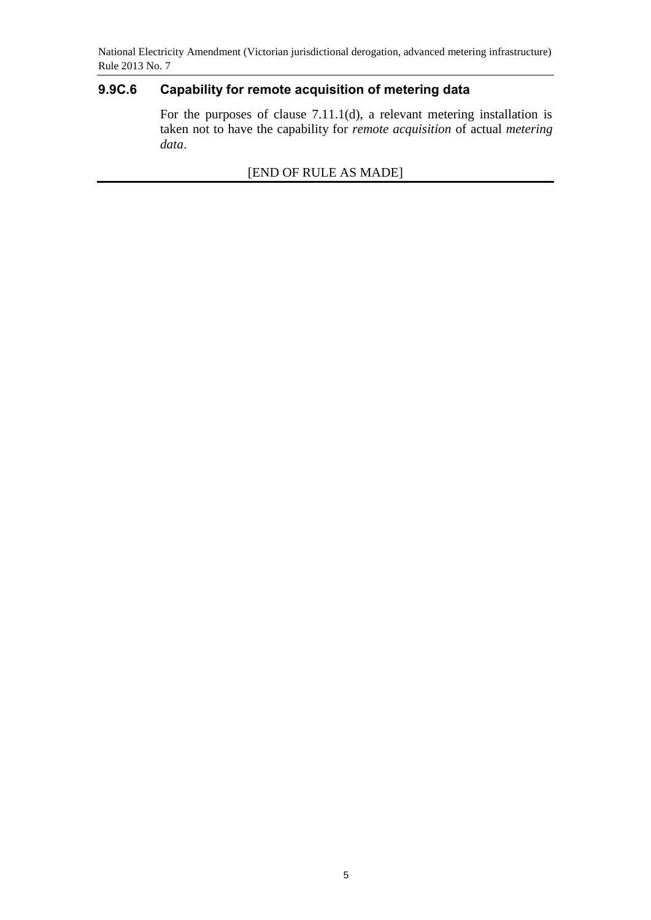## 9.9C.6 Capability for remote acquisition of metering data

For the purposes of clause 7.11.1(d), a relevant metering installation is taken not to have the capability for *remote acquisition* of actual *metering data*.

[END OF RULE AS MADE]